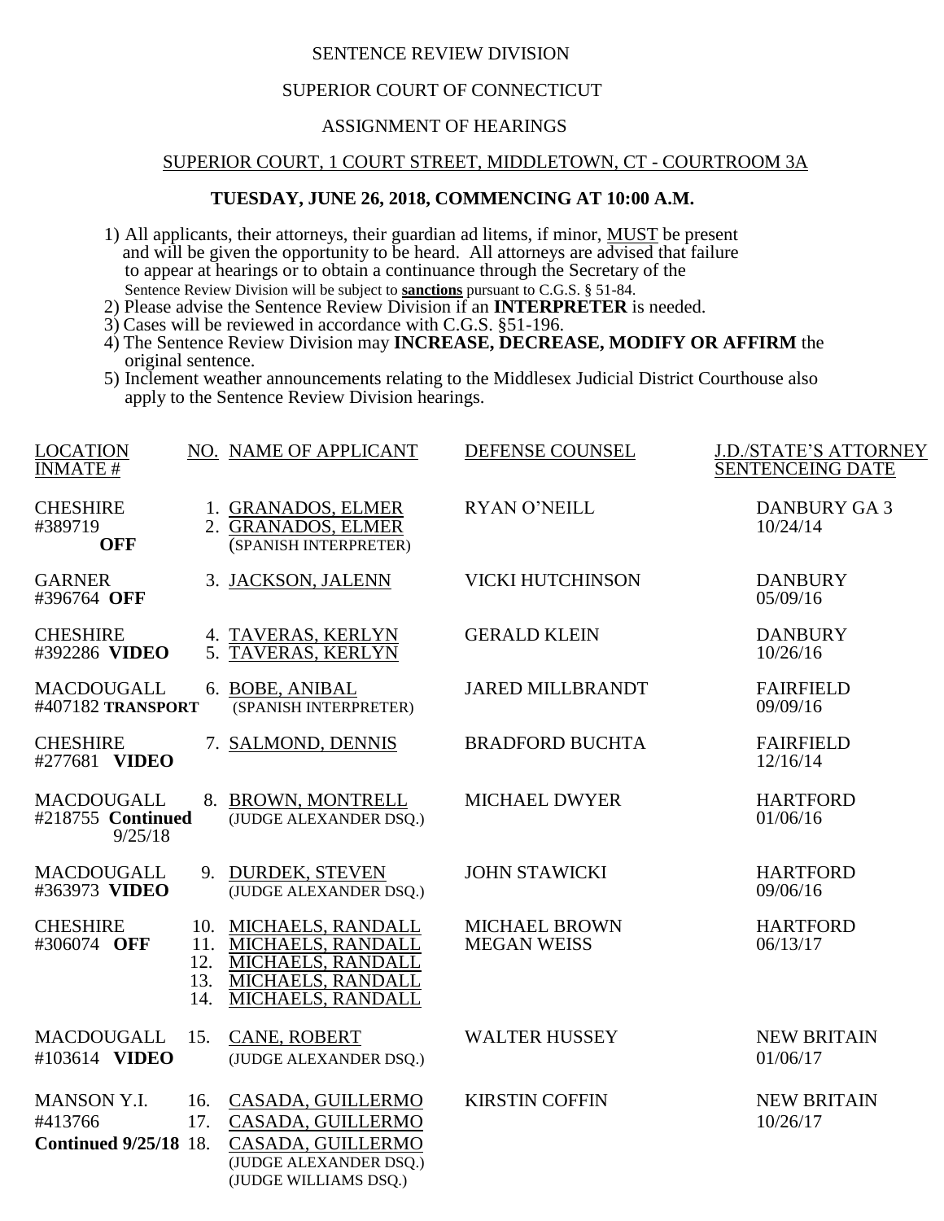SENTENCE REVIEW DIVISION

SUPERIOR COURT OF CONNECTICUT

ASSIGNMENT OF HEARINGS

SUPERIOR COURT, 1 COURT STREET, MIDDLETOWN, CT - COURTROOM 3A

**TUESDAY, JUNE 26, 2018, COMMENCING AT 10:00 A.M.**

1) All applicants, their attorneys, their guardian ad litems, if minor, MUST be present and will be given the opportunity to be heard. All attorneys are advised that failure to appear at hearings or to obtain a continuance through the Secretary of the Sentence Review Division will be subject to **sanctions** pursuant to C.G.S. § 51-84.
2) Please advise the Sentence Review Division if an **INTERPRETER** is needed.
3) Cases will be reviewed in accordance with C.G.S. §51-196.
4) The Sentence Review Division may **INCREASE, DECREASE, MODIFY OR AFFIRM** the original sentence.
5) Inclement weather announcements relating to the Middlesex Judicial District Courthouse also apply to the Sentence Review Division hearings.

| LOCATION INMATE # | NO. | NAME OF APPLICANT | DEFENSE COUNSEL | J.D./STATE'S ATTORNEY SENTENCEING DATE |
|---|---|---|---|---|
| CHESHIRE #389719 **OFF** | 1.<br>2. | GRANADOS, ELMER<br>GRANADOS, ELMER<br>(SPANISH INTERPRETER) | RYAN O'NEILL | DANBURY GA 3<br>10/24/14 |
| GARNER #396764 **OFF** | 3. | JACKSON, JALENN | VICKI HUTCHINSON | DANBURY<br>05/09/16 |
| CHESHIRE #392286 **VIDEO** | 4.<br>5. | TAVERAS, KERLYN<br>TAVERAS, KERLYN | GERALD KLEIN | DANBURY<br>10/26/16 |
| MACDOUGALL #407182 **TRANSPORT** | 6. | BOBE, ANIBAL<br>(SPANISH INTERPRETER) | JARED MILLBRANDT | FAIRFIELD<br>09/09/16 |
| CHESHIRE #277681 **VIDEO** | 7. | SALMOND, DENNIS | BRADFORD BUCHTA | FAIRFIELD<br>12/16/14 |
| MACDOUGALL #218755 **Continued** 9/25/18 | 8. | BROWN, MONTRELL<br>(JUDGE ALEXANDER DSQ.) | MICHAEL DWYER | HARTFORD<br>01/06/16 |
| MACDOUGALL #363973 **VIDEO** | 9. | DURDEK, STEVEN<br>(JUDGE ALEXANDER DSQ.) | JOHN STAWICKI | HARTFORD<br>09/06/16 |
| CHESHIRE #306074 **OFF** | 10.<br>11.<br>12.<br>13.<br>14. | MICHAELS, RANDALL<br>MICHAELS, RANDALL<br>MICHAELS, RANDALL<br>MICHAELS, RANDALL<br>MICHAELS, RANDALL | MICHAEL BROWN<br>MEGAN WEISS | HARTFORD<br>06/13/17 |
| MACDOUGALL #103614 **VIDEO** | 15. | CANE, ROBERT<br>(JUDGE ALEXANDER DSQ.) | WALTER HUSSEY | NEW BRITAIN<br>01/06/17 |
| MANSON Y.I. #413766 **Continued 9/25/18** | 16.<br>17.<br>18. | CASADA, GUILLERMO<br>CASADA, GUILLERMO<br>CASADA, GUILLERMO<br>(JUDGE ALEXANDER DSQ.)<br>(JUDGE WILLIAMS DSQ.) | KIRSTIN COFFIN | NEW BRITAIN<br>10/26/17 |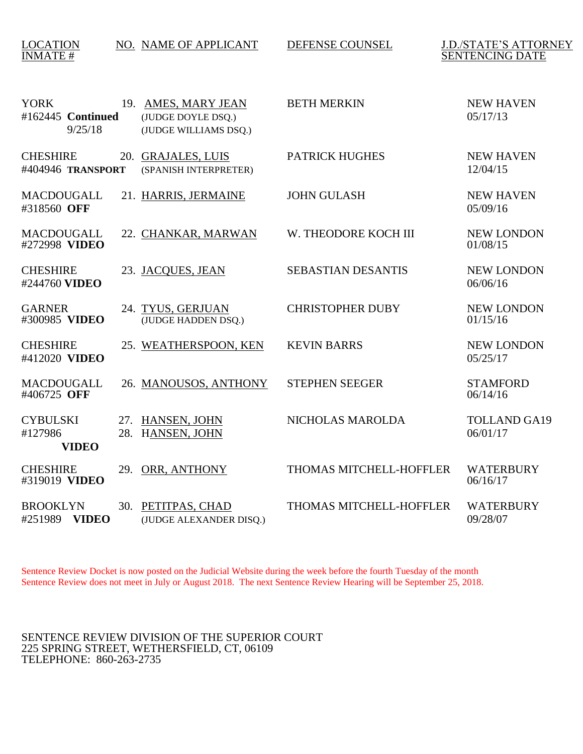| LOCATION INMATE # | NO. | NAME OF APPLICANT | DEFENSE COUNSEL | J.D./STATE'S ATTORNEY SENTENCING DATE |
|---|---|---|---|---|
| YORK #162445 **Continued** 9/25/18 | 19. | AMES, MARY JEAN (JUDGE DOYLE DSQ.) (JUDGE WILLIAMS DSQ.) | BETH MERKIN | NEW HAVEN 05/17/13 |
| CHESHIRE #404946 **TRANSPORT** | 20. | GRAJALES, LUIS (SPANISH INTERPRETER) | PATRICK HUGHES | NEW HAVEN 12/04/15 |
| MACDOUGALL #318560 **OFF** | 21. | HARRIS, JERMAINE | JOHN GULASH | NEW HAVEN 05/09/16 |
| MACDOUGALL #272998 **VIDEO** | 22. | CHANKAR, MARWAN | W. THEODORE KOCH III | NEW LONDON 01/08/15 |
| CHESHIRE #244760 **VIDEO** | 23. | JACQUES, JEAN | SEBASTIAN DESANTIS | NEW LONDON 06/06/16 |
| GARNER #300985 **VIDEO** | 24. | TYUS, GERJUAN (JUDGE HADDEN DSQ.) | CHRISTOPHER DUBY | NEW LONDON 01/15/16 |
| CHESHIRE #412020 **VIDEO** | 25. | WEATHERSPOON, KEN | KEVIN BARRS | NEW LONDON 05/25/17 |
| MACDOUGALL #406725 **OFF** | 26. | MANOUSOS, ANTHONY | STEPHEN SEEGER | STAMFORD 06/14/16 |
| CYBULSKI #127986 **VIDEO** | 27. 28. | HANSEN, JOHN HANSEN, JOHN | NICHOLAS MAROLDA | TOLLAND GA19 06/01/17 |
| CHESHIRE #319019 **VIDEO** | 29. | ORR, ANTHONY | THOMAS MITCHELL-HOFFLER | WATERBURY 06/16/17 |
| BROOKLYN #251989 **VIDEO** | 30. | PETITPAS, CHAD (JUDGE ALEXANDER DISQ.) | THOMAS MITCHELL-HOFFLER | WATERBURY 09/28/07 |

Sentence Review Docket is now posted on the Judicial Website during the week before the fourth Tuesday of the month
Sentence Review does not meet in July or August 2018. The next Sentence Review Hearing will be September 25, 2018.

SENTENCE REVIEW DIVISION OF THE SUPERIOR COURT
225 SPRING STREET, WETHERSFIELD, CT, 06109
TELEPHONE: 860-263-2735